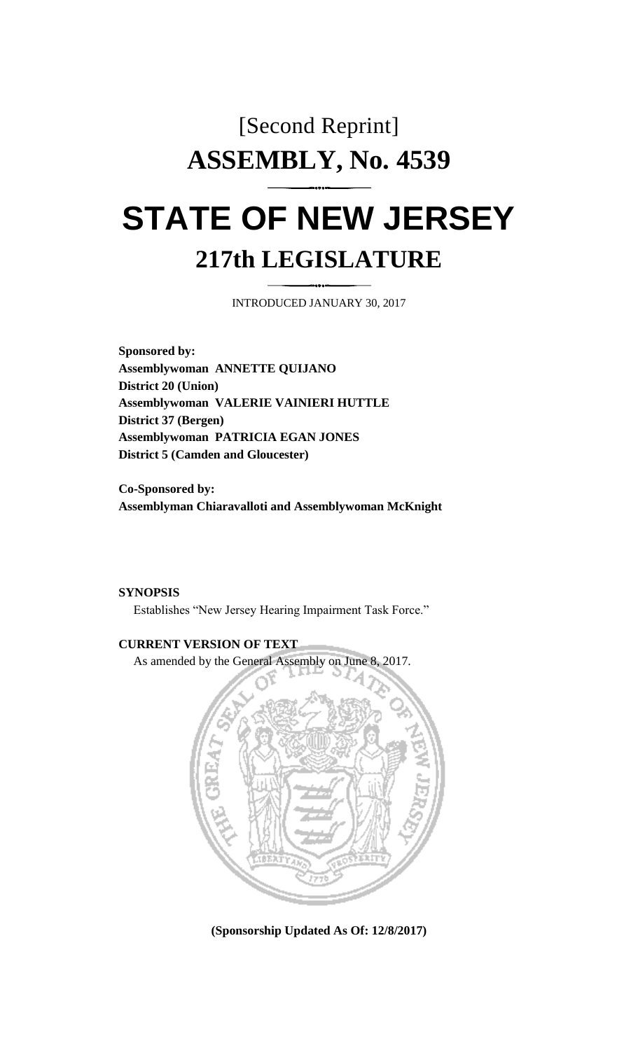[Second Reprint]

# ASSEMBLY, No. 4539

# STATE OF NEW JERSEY

## 217th LEGISLATURE

INTRODUCED JANUARY 30, 2017

**Sponsored by:**
**Assemblywoman ANNETTE QUIJANO**
**District 20 (Union)**
**Assemblywoman VALERIE VAINIERI HUTTLE**
**District 37 (Bergen)**
**Assemblywoman PATRICIA EGAN JONES**
**District 5 (Camden and Gloucester)**

**Co-Sponsored by:**
**Assemblyman Chiaravalloti and Assemblywoman McKnight**

**SYNOPSIS**

Establishes "New Jersey Hearing Impairment Task Force."

**CURRENT VERSION OF TEXT**

As amended by the General Assembly on June 8, 2017.

**(Sponsorship Updated As Of: 12/8/2017)**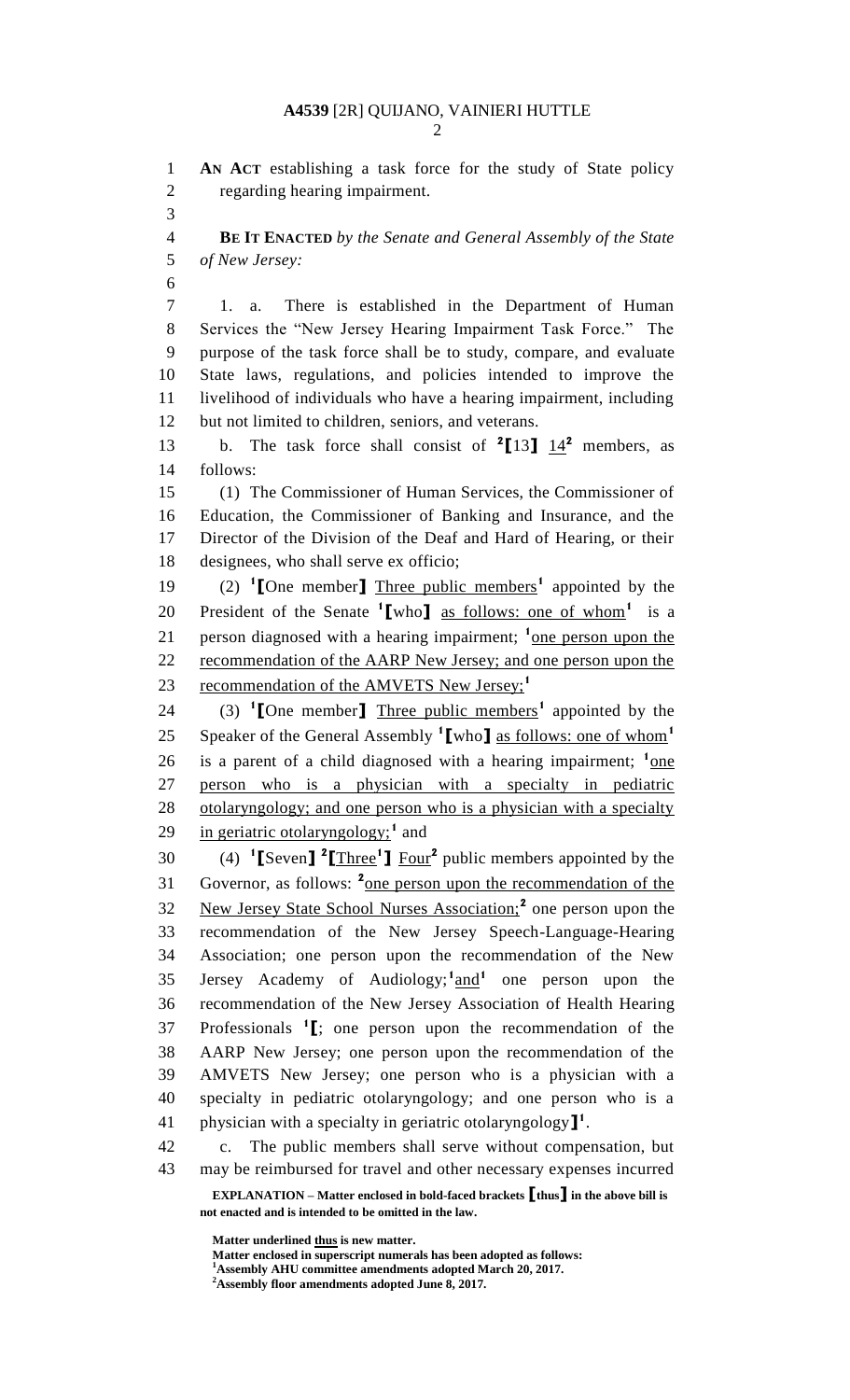**AN ACT** establishing a task force for the study of State policy regarding hearing impairment.

**BE IT ENACTED** *by the Senate and General Assembly of the State of New Jersey:*

1. a. There is established in the Department of Human Services the "New Jersey Hearing Impairment Task Force." The purpose of the task force shall be to study, compare, and evaluate State laws, regulations, and policies intended to improve the livelihood of individuals who have a hearing impairment, including but not limited to children, seniors, and veterans.

b. The task force shall consist of [2]**[**13**]** 14[2] members, as follows:

(1) The Commissioner of Human Services, the Commissioner of Education, the Commissioner of Banking and Insurance, and the Director of the Division of the Deaf and Hard of Hearing, or their designees, who shall serve ex officio;

(2) [1]**[**One member**]** Three public members[1] appointed by the President of the Senate [1]**[**who**]** as follows: one of whom[1] is a person diagnosed with a hearing impairment; [1]one person upon the recommendation of the AARP New Jersey; and one person upon the recommendation of the AMVETS New Jersey;[1]

(3) [1]**[**One member**]** Three public members[1] appointed by the Speaker of the General Assembly [1]**[**who**]** as follows: one of whom[1] is a parent of a child diagnosed with a hearing impairment; [1]one person who is a physician with a specialty in pediatric otolaryngology; and one person who is a physician with a specialty in geriatric otolaryngology;[1] and

(4) [1]**[**Seven**]** [2]**[**Three[1]**]** Four[2] public members appointed by the Governor, as follows: [2]one person upon the recommendation of the New Jersey State School Nurses Association;[2] one person upon the recommendation of the New Jersey Speech-Language-Hearing Association; one person upon the recommendation of the New Jersey Academy of Audiology;[1]and[1] one person upon the recommendation of the New Jersey Association of Health Hearing Professionals [1]**[**; one person upon the recommendation of the AARP New Jersey; one person upon the recommendation of the AMVETS New Jersey; one person who is a physician with a specialty in pediatric otolaryngology; and one person who is a physician with a specialty in geriatric otolaryngology**]**[1].

c. The public members shall serve without compensation, but may be reimbursed for travel and other necessary expenses incurred

**EXPLANATION – Matter enclosed in bold-faced brackets [thus] in the above bill is not enacted and is intended to be omitted in the law.**

**Matter underlined thus is new matter.**
**Matter enclosed in superscript numerals has been adopted as follows:**
[1]**Assembly AHU committee amendments adopted March 20, 2017.**
[2]**Assembly floor amendments adopted June 8, 2017.**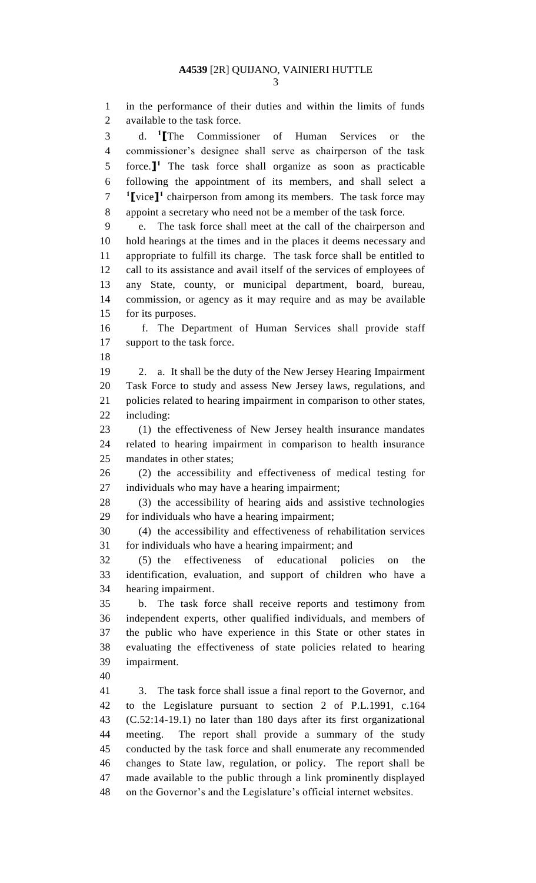in the performance of their duties and within the limits of funds available to the task force.

d. [1][The Commissioner of Human Services or the commissioner's designee shall serve as chairperson of the task force.][1] The task force shall organize as soon as practicable following the appointment of its members, and shall select a [1][vice][1] chairperson from among its members. The task force may appoint a secretary who need not be a member of the task force.

e. The task force shall meet at the call of the chairperson and hold hearings at the times and in the places it deems necessary and appropriate to fulfill its charge. The task force shall be entitled to call to its assistance and avail itself of the services of employees of any State, county, or municipal department, board, bureau, commission, or agency as it may require and as may be available for its purposes.

f. The Department of Human Services shall provide staff support to the task force.

2. a. It shall be the duty of the New Jersey Hearing Impairment Task Force to study and assess New Jersey laws, regulations, and policies related to hearing impairment in comparison to other states, including:

(1) the effectiveness of New Jersey health insurance mandates related to hearing impairment in comparison to health insurance mandates in other states;

(2) the accessibility and effectiveness of medical testing for individuals who may have a hearing impairment;

(3) the accessibility of hearing aids and assistive technologies for individuals who have a hearing impairment;

(4) the accessibility and effectiveness of rehabilitation services for individuals who have a hearing impairment; and

(5) the effectiveness of educational policies on the identification, evaluation, and support of children who have a hearing impairment.

b. The task force shall receive reports and testimony from independent experts, other qualified individuals, and members of the public who have experience in this State or other states in evaluating the effectiveness of state policies related to hearing impairment.

3. The task force shall issue a final report to the Governor, and to the Legislature pursuant to section 2 of P.L.1991, c.164 (C.52:14-19.1) no later than 180 days after its first organizational meeting. The report shall provide a summary of the study conducted by the task force and shall enumerate any recommended changes to State law, regulation, or policy. The report shall be made available to the public through a link prominently displayed on the Governor's and the Legislature's official internet websites.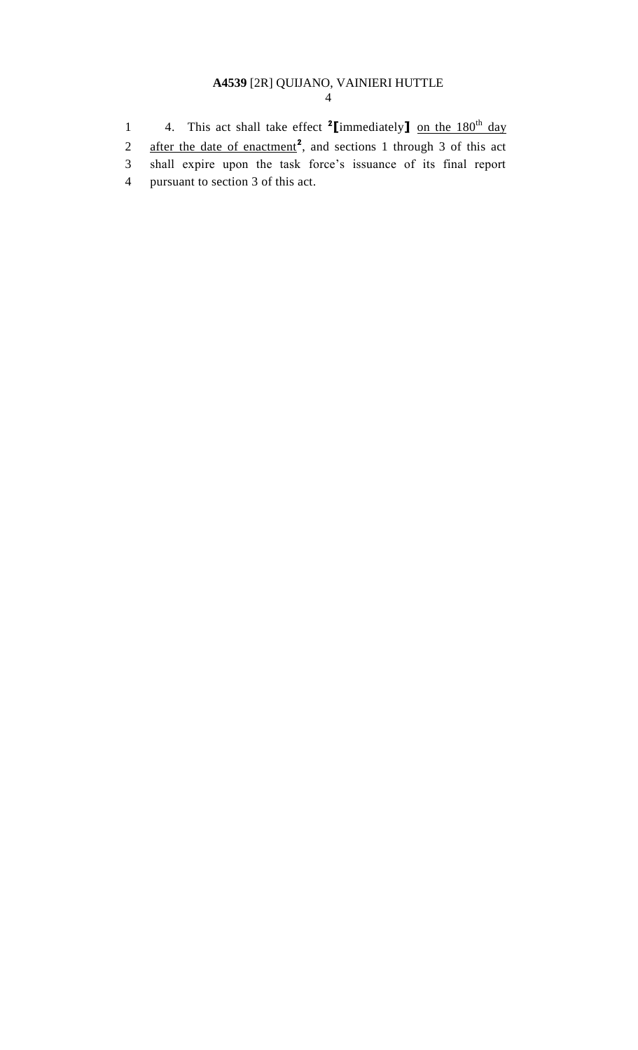4. This act shall take effect ²[immediately] on the 180th day after the date of enactment², and sections 1 through 3 of this act shall expire upon the task force's issuance of its final report pursuant to section 3 of this act.